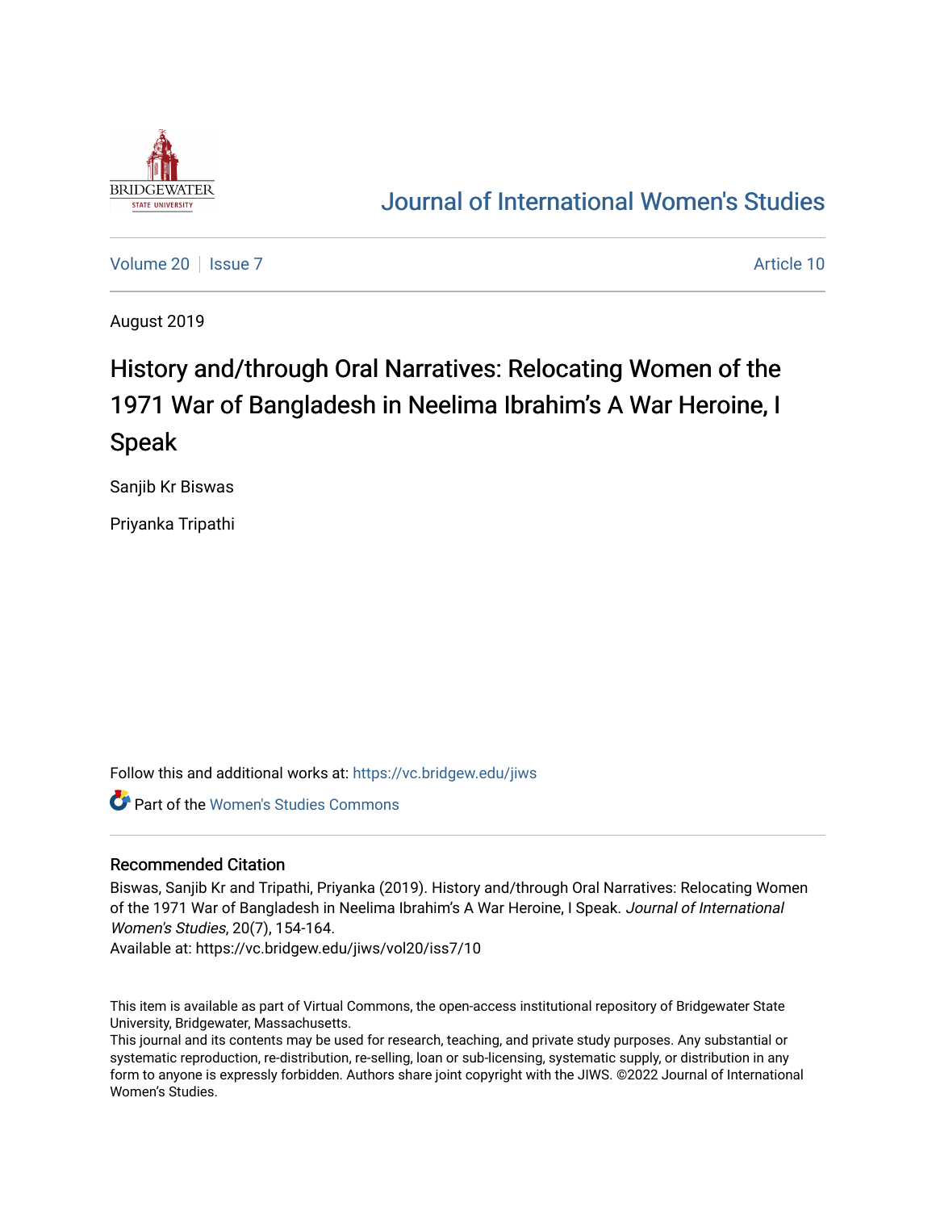Journal of International Women's Studies

Volume 20 | Issue 7 | Article 10

August 2019

# History and/through Oral Narratives: Relocating Women of the 1971 War of Bangladesh in Neelima Ibrahim's A War Heroine, I Speak

Sanjib Kr Biswas

Priyanka Tripathi

Follow this and additional works at: https://vc.bridgew.edu/jiws

Part of the Women's Studies Commons

## Recommended Citation

Biswas, Sanjib Kr and Tripathi, Priyanka (2019). History and/through Oral Narratives: Relocating Women of the 1971 War of Bangladesh in Neelima Ibrahim's A War Heroine, I Speak. *Journal of International Women's Studies*, 20(7), 154-164.

Available at: https://vc.bridgew.edu/jiws/vol20/iss7/10

This item is available as part of Virtual Commons, the open-access institutional repository of Bridgewater State University, Bridgewater, Massachusetts.

This journal and its contents may be used for research, teaching, and private study purposes. Any substantial or systematic reproduction, re-distribution, re-selling, loan or sub-licensing, systematic supply, or distribution in any form to anyone is expressly forbidden. Authors share joint copyright with the JIWS. ©2022 Journal of International Women's Studies.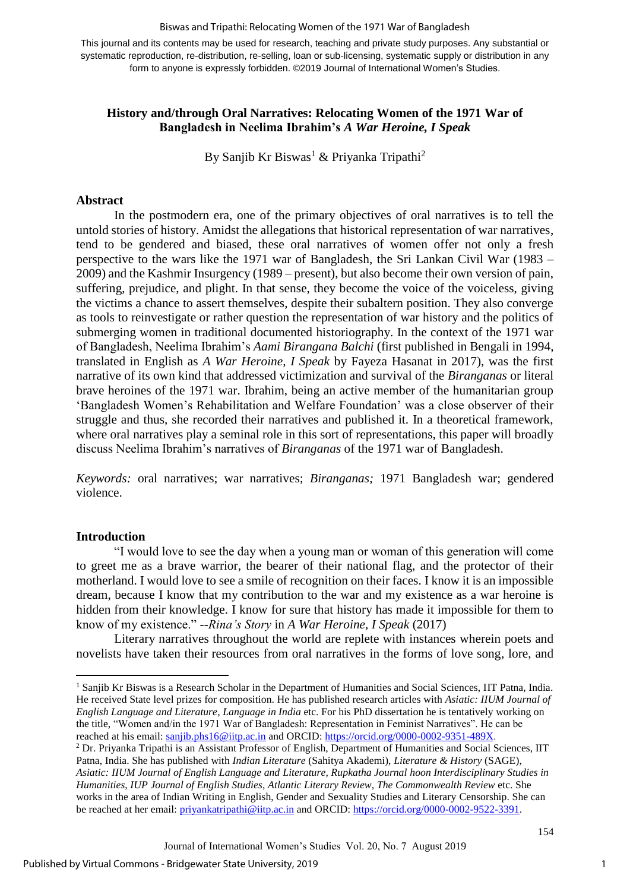# History and/through Oral Narratives: Relocating Women of the 1971 War of Bangladesh in Neelima Ibrahim's *A War Heroine, I Speak*

By Sanjib Kr Biswas[1] & Priyanka Tripathi[2]

## Abstract

In the postmodern era, one of the primary objectives of oral narratives is to tell the untold stories of history. Amidst the allegations that historical representation of war narratives, tend to be gendered and biased, these oral narratives of women offer not only a fresh perspective to the wars like the 1971 war of Bangladesh, the Sri Lankan Civil War (1983 – 2009) and the Kashmir Insurgency (1989 – present), but also become their own version of pain, suffering, prejudice, and plight. In that sense, they become the voice of the voiceless, giving the victims a chance to assert themselves, despite their subaltern position. They also converge as tools to reinvestigate or rather question the representation of war history and the politics of submerging women in traditional documented historiography. In the context of the 1971 war of Bangladesh, Neelima Ibrahim's *Aami Birangana Balchi* (first published in Bengali in 1994, translated in English as *A War Heroine, I Speak* by Fayeza Hasanat in 2017), was the first narrative of its own kind that addressed victimization and survival of the *Biranganas* or literal brave heroines of the 1971 war. Ibrahim, being an active member of the humanitarian group 'Bangladesh Women's Rehabilitation and Welfare Foundation' was a close observer of their struggle and thus, she recorded their narratives and published it. In a theoretical framework, where oral narratives play a seminal role in this sort of representations, this paper will broadly discuss Neelima Ibrahim's narratives of *Biranganas* of the 1971 war of Bangladesh.

*Keywords:* oral narratives; war narratives; *Biranganas;* 1971 Bangladesh war; gendered violence.

## Introduction

"I would love to see the day when a young man or woman of this generation will come to greet me as a brave warrior, the bearer of their national flag, and the protector of their motherland. I would love to see a smile of recognition on their faces. I know it is an impossible dream, because I know that my contribution to the war and my existence as a war heroine is hidden from their knowledge. I know for sure that history has made it impossible for them to know of my existence." --*Rina's Story* in *A War Heroine, I Speak* (2017)

Literary narratives throughout the world are replete with instances wherein poets and novelists have taken their resources from oral narratives in the forms of love song, lore, and

---

[1] Sanjib Kr Biswas is a Research Scholar in the Department of Humanities and Social Sciences, IIT Patna, India. He received State level prizes for composition. He has published research articles with *Asiatic: IIUM Journal of English Language and Literature*, *Language in India* etc. For his PhD dissertation he is tentatively working on the title, "Women and/in the 1971 War of Bangladesh: Representation in Feminist Narratives". He can be reached at his email: sanjib.phs16@iitp.ac.in and ORCID: https://orcid.org/0000-0002-9351-489X.

[2] Dr. Priyanka Tripathi is an Assistant Professor of English, Department of Humanities and Social Sciences, IIT Patna, India. She has published with *Indian Literature* (Sahitya Akademi), *Literature & History* (SAGE), *Asiatic: IIUM Journal of English Language and Literature, Rupkatha Journal hoon Interdisciplinary Studies in Humanities, IUP Journal of English Studies, Atlantic Literary Review, The Commonwealth Review* etc. She works in the area of Indian Writing in English, Gender and Sexuality Studies and Literary Censorship. She can be reached at her email: priyankatripathi@iitp.ac.in and ORCID: https://orcid.org/0000-0002-9522-3391.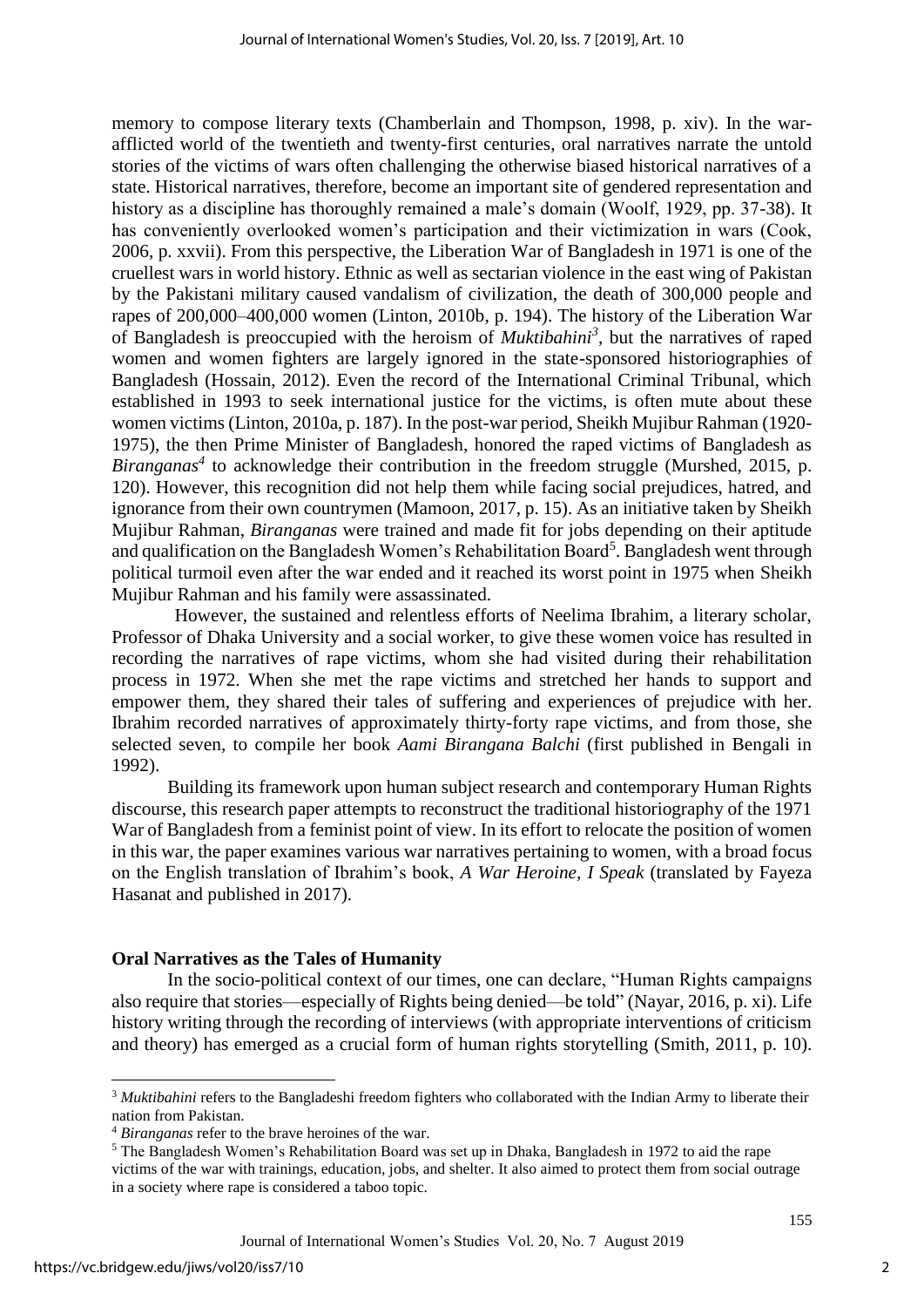memory to compose literary texts (Chamberlain and Thompson, 1998, p. xiv). In the war-afflicted world of the twentieth and twenty-first centuries, oral narratives narrate the untold stories of the victims of wars often challenging the otherwise biased historical narratives of a state. Historical narratives, therefore, become an important site of gendered representation and history as a discipline has thoroughly remained a male's domain (Woolf, 1929, pp. 37-38). It has conveniently overlooked women's participation and their victimization in wars (Cook, 2006, p. xxvii). From this perspective, the Liberation War of Bangladesh in 1971 is one of the cruellest wars in world history. Ethnic as well as sectarian violence in the east wing of Pakistan by the Pakistani military caused vandalism of civilization, the death of 300,000 people and rapes of 200,000–400,000 women (Linton, 2010b, p. 194). The history of the Liberation War of Bangladesh is preoccupied with the heroism of *Muktibahini*[3], but the narratives of raped women and women fighters are largely ignored in the state-sponsored historiographies of Bangladesh (Hossain, 2012). Even the record of the International Criminal Tribunal, which established in 1993 to seek international justice for the victims, is often mute about these women victims (Linton, 2010a, p. 187). In the post-war period, Sheikh Mujibur Rahman (1920-1975), the then Prime Minister of Bangladesh, honored the raped victims of Bangladesh as *Biranganas*[4] to acknowledge their contribution in the freedom struggle (Murshed, 2015, p. 120). However, this recognition did not help them while facing social prejudices, hatred, and ignorance from their own countrymen (Mamoon, 2017, p. 15). As an initiative taken by Sheikh Mujibur Rahman, *Biranganas* were trained and made fit for jobs depending on their aptitude and qualification on the Bangladesh Women's Rehabilitation Board[5]. Bangladesh went through political turmoil even after the war ended and it reached its worst point in 1975 when Sheikh Mujibur Rahman and his family were assassinated.

However, the sustained and relentless efforts of Neelima Ibrahim, a literary scholar, Professor of Dhaka University and a social worker, to give these women voice has resulted in recording the narratives of rape victims, whom she had visited during their rehabilitation process in 1972. When she met the rape victims and stretched her hands to support and empower them, they shared their tales of suffering and experiences of prejudice with her. Ibrahim recorded narratives of approximately thirty-forty rape victims, and from those, she selected seven, to compile her book *Aami Birangana Balchi* (first published in Bengali in 1992).

Building its framework upon human subject research and contemporary Human Rights discourse, this research paper attempts to reconstruct the traditional historiography of the 1971 War of Bangladesh from a feminist point of view. In its effort to relocate the position of women in this war, the paper examines various war narratives pertaining to women, with a broad focus on the English translation of Ibrahim's book, *A War Heroine, I Speak* (translated by Fayeza Hasanat and published in 2017).

## Oral Narratives as the Tales of Humanity

In the socio-political context of our times, one can declare, "Human Rights campaigns also require that stories—especially of Rights being denied—be told" (Nayar, 2016, p. xi). Life history writing through the recording of interviews (with appropriate interventions of criticism and theory) has emerged as a crucial form of human rights storytelling (Smith, 2011, p. 10).

---

[3] *Muktibahini* refers to the Bangladeshi freedom fighters who collaborated with the Indian Army to liberate their nation from Pakistan.

[4] *Biranganas* refer to the brave heroines of the war.

[5] The Bangladesh Women's Rehabilitation Board was set up in Dhaka, Bangladesh in 1972 to aid the rape victims of the war with trainings, education, jobs, and shelter. It also aimed to protect them from social outrage in a society where rape is considered a taboo topic.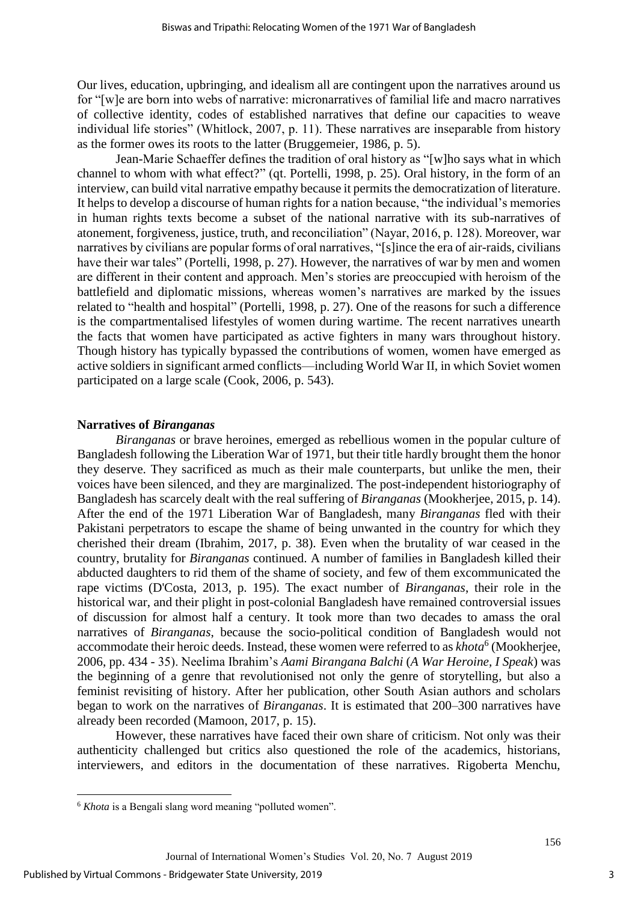Our lives, education, upbringing, and idealism all are contingent upon the narratives around us for "[w]e are born into webs of narrative: micronarratives of familial life and macro narratives of collective identity, codes of established narratives that define our capacities to weave individual life stories" (Whitlock, 2007, p. 11). These narratives are inseparable from history as the former owes its roots to the latter (Bruggemeier, 1986, p. 5).

Jean-Marie Schaeffer defines the tradition of oral history as "[w]ho says what in which channel to whom with what effect?" (qt. Portelli, 1998, p. 25). Oral history, in the form of an interview, can build vital narrative empathy because it permits the democratization of literature. It helps to develop a discourse of human rights for a nation because, "the individual's memories in human rights texts become a subset of the national narrative with its sub-narratives of atonement, forgiveness, justice, truth, and reconciliation" (Nayar, 2016, p. 128). Moreover, war narratives by civilians are popular forms of oral narratives, "[s]ince the era of air-raids, civilians have their war tales" (Portelli, 1998, p. 27). However, the narratives of war by men and women are different in their content and approach. Men's stories are preoccupied with heroism of the battlefield and diplomatic missions, whereas women's narratives are marked by the issues related to "health and hospital" (Portelli, 1998, p. 27). One of the reasons for such a difference is the compartmentalised lifestyles of women during wartime. The recent narratives unearth the facts that women have participated as active fighters in many wars throughout history. Though history has typically bypassed the contributions of women, women have emerged as active soldiers in significant armed conflicts—including World War II, in which Soviet women participated on a large scale (Cook, 2006, p. 543).

## Narratives of *Biranganas*

*Biranganas* or brave heroines, emerged as rebellious women in the popular culture of Bangladesh following the Liberation War of 1971, but their title hardly brought them the honor they deserve. They sacrificed as much as their male counterparts, but unlike the men, their voices have been silenced, and they are marginalized. The post-independent historiography of Bangladesh has scarcely dealt with the real suffering of *Biranganas* (Mookherjee, 2015, p. 14). After the end of the 1971 Liberation War of Bangladesh, many *Biranganas* fled with their Pakistani perpetrators to escape the shame of being unwanted in the country for which they cherished their dream (Ibrahim, 2017, p. 38). Even when the brutality of war ceased in the country, brutality for *Biranganas* continued. A number of families in Bangladesh killed their abducted daughters to rid them of the shame of society, and few of them excommunicated the rape victims (D'Costa, 2013, p. 195). The exact number of *Biranganas*, their role in the historical war, and their plight in post-colonial Bangladesh have remained controversial issues of discussion for almost half a century. It took more than two decades to amass the oral narratives of *Biranganas*, because the socio-political condition of Bangladesh would not accommodate their heroic deeds. Instead, these women were referred to as *khota*[6] (Mookherjee, 2006, pp. 434 - 35). Neelima Ibrahim's *Aami Birangana Balchi* (*A War Heroine, I Speak*) was the beginning of a genre that revolutionised not only the genre of storytelling, but also a feminist revisiting of history. After her publication, other South Asian authors and scholars began to work on the narratives of *Biranganas*. It is estimated that 200–300 narratives have already been recorded (Mamoon, 2017, p. 15).

However, these narratives have faced their own share of criticism. Not only was their authenticity challenged but critics also questioned the role of the academics, historians, interviewers, and editors in the documentation of these narratives. Rigoberta Menchu,

[6] *Khota* is a Bengali slang word meaning "polluted women".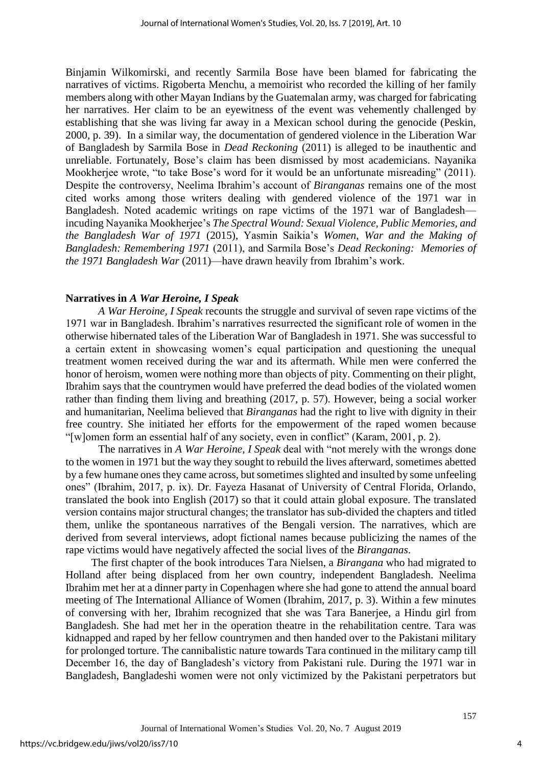Binjamin Wilkomirski, and recently Sarmila Bose have been blamed for fabricating the narratives of victims. Rigoberta Menchu, a memoirist who recorded the killing of her family members along with other Mayan Indians by the Guatemalan army, was charged for fabricating her narratives. Her claim to be an eyewitness of the event was vehemently challenged by establishing that she was living far away in a Mexican school during the genocide (Peskin, 2000, p. 39). In a similar way, the documentation of gendered violence in the Liberation War of Bangladesh by Sarmila Bose in *Dead Reckoning* (2011) is alleged to be inauthentic and unreliable. Fortunately, Bose's claim has been dismissed by most academicians. Nayanika Mookherjee wrote, "to take Bose's word for it would be an unfortunate misreading" (2011). Despite the controversy, Neelima Ibrahim's account of *Biranganas* remains one of the most cited works among those writers dealing with gendered violence of the 1971 war in Bangladesh. Noted academic writings on rape victims of the 1971 war of Bangladesh—incuding Nayanika Mookherjee's *The Spectral Wound: Sexual Violence, Public Memories, and the Bangladesh War of 1971* (2015), Yasmin Saikia's *Women, War and the Making of Bangladesh: Remembering 1971* (2011), and Sarmila Bose's *Dead Reckoning: Memories of the 1971 Bangladesh War* (2011)—have drawn heavily from Ibrahim's work.

## Narratives in *A War Heroine, I Speak*

*A War Heroine, I Speak* recounts the struggle and survival of seven rape victims of the 1971 war in Bangladesh. Ibrahim's narratives resurrected the significant role of women in the otherwise hibernated tales of the Liberation War of Bangladesh in 1971. She was successful to a certain extent in showcasing women's equal participation and questioning the unequal treatment women received during the war and its aftermath. While men were conferred the honor of heroism, women were nothing more than objects of pity. Commenting on their plight, Ibrahim says that the countrymen would have preferred the dead bodies of the violated women rather than finding them living and breathing (2017, p. 57). However, being a social worker and humanitarian, Neelima believed that *Biranganas* had the right to live with dignity in their free country. She initiated her efforts for the empowerment of the raped women because "[w]omen form an essential half of any society, even in conflict" (Karam, 2001, p. 2).

The narratives in *A War Heroine, I Speak* deal with "not merely with the wrongs done to the women in 1971 but the way they sought to rebuild the lives afterward, sometimes abetted by a few humane ones they came across, but sometimes slighted and insulted by some unfeeling ones" (Ibrahim, 2017, p. ix). Dr. Fayeza Hasanat of University of Central Florida, Orlando, translated the book into English (2017) so that it could attain global exposure. The translated version contains major structural changes; the translator has sub-divided the chapters and titled them, unlike the spontaneous narratives of the Bengali version. The narratives, which are derived from several interviews, adopt fictional names because publicizing the names of the rape victims would have negatively affected the social lives of the *Biranganas*.

The first chapter of the book introduces Tara Nielsen, a *Birangana* who had migrated to Holland after being displaced from her own country, independent Bangladesh. Neelima Ibrahim met her at a dinner party in Copenhagen where she had gone to attend the annual board meeting of The International Alliance of Women (Ibrahim, 2017, p. 3). Within a few minutes of conversing with her, Ibrahim recognized that she was Tara Banerjee, a Hindu girl from Bangladesh. She had met her in the operation theatre in the rehabilitation centre. Tara was kidnapped and raped by her fellow countrymen and then handed over to the Pakistani military for prolonged torture. The cannibalistic nature towards Tara continued in the military camp till December 16, the day of Bangladesh's victory from Pakistani rule. During the 1971 war in Bangladesh, Bangladeshi women were not only victimized by the Pakistani perpetrators but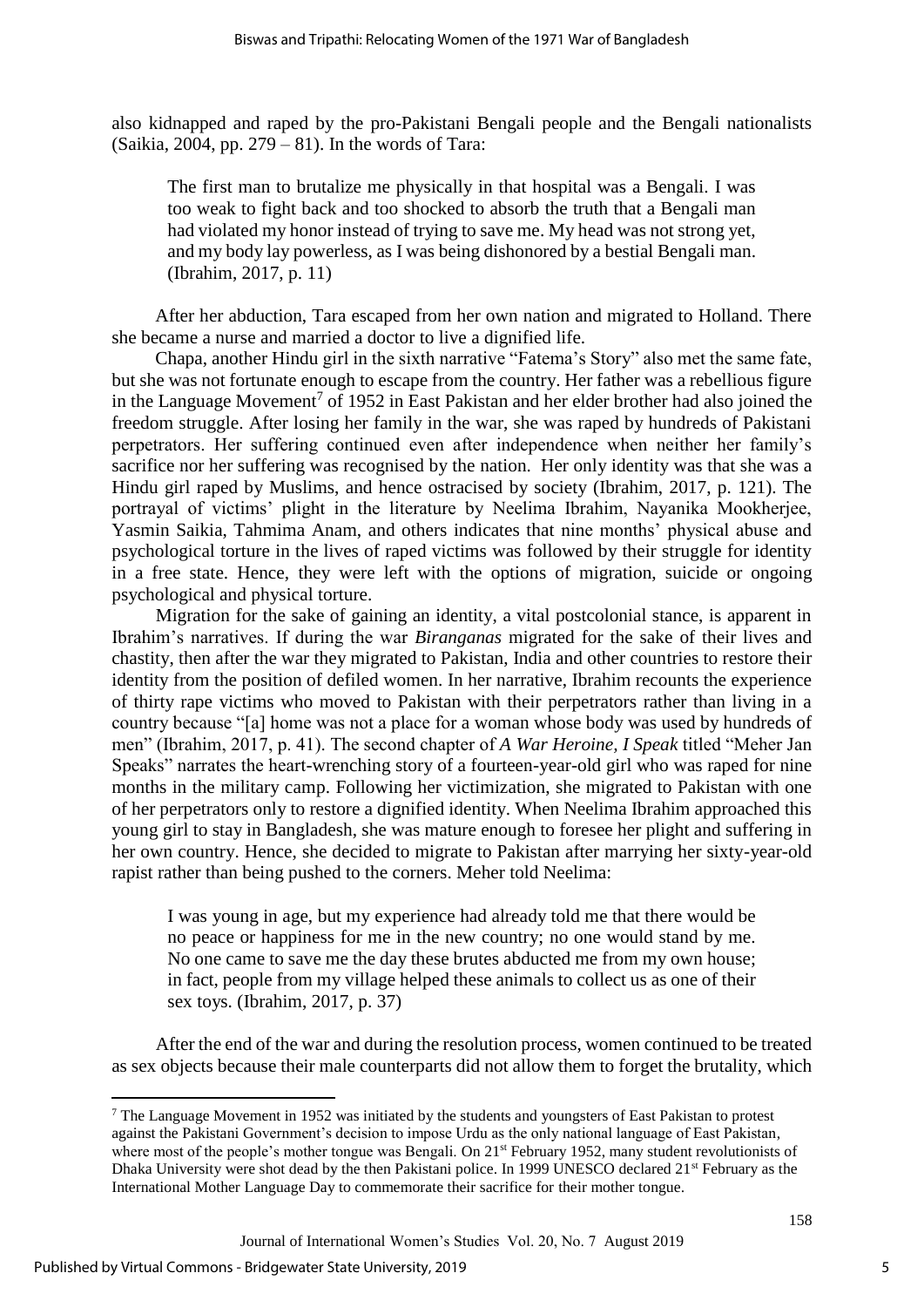also kidnapped and raped by the pro-Pakistani Bengali people and the Bengali nationalists (Saikia, 2004, pp. 279 – 81). In the words of Tara:

> The first man to brutalize me physically in that hospital was a Bengali. I was too weak to fight back and too shocked to absorb the truth that a Bengali man had violated my honor instead of trying to save me. My head was not strong yet, and my body lay powerless, as I was being dishonored by a bestial Bengali man. (Ibrahim, 2017, p. 11)

After her abduction, Tara escaped from her own nation and migrated to Holland. There she became a nurse and married a doctor to live a dignified life.

Chapa, another Hindu girl in the sixth narrative "Fatema's Story" also met the same fate, but she was not fortunate enough to escape from the country. Her father was a rebellious figure in the Language Movement[7] of 1952 in East Pakistan and her elder brother had also joined the freedom struggle. After losing her family in the war, she was raped by hundreds of Pakistani perpetrators. Her suffering continued even after independence when neither her family's sacrifice nor her suffering was recognised by the nation. Her only identity was that she was a Hindu girl raped by Muslims, and hence ostracised by society (Ibrahim, 2017, p. 121). The portrayal of victims' plight in the literature by Neelima Ibrahim, Nayanika Mookherjee, Yasmin Saikia, Tahmima Anam, and others indicates that nine months' physical abuse and psychological torture in the lives of raped victims was followed by their struggle for identity in a free state. Hence, they were left with the options of migration, suicide or ongoing psychological and physical torture.

Migration for the sake of gaining an identity, a vital postcolonial stance, is apparent in Ibrahim's narratives. If during the war *Biranganas* migrated for the sake of their lives and chastity, then after the war they migrated to Pakistan, India and other countries to restore their identity from the position of defiled women. In her narrative, Ibrahim recounts the experience of thirty rape victims who moved to Pakistan with their perpetrators rather than living in a country because "[a] home was not a place for a woman whose body was used by hundreds of men" (Ibrahim, 2017, p. 41). The second chapter of *A War Heroine, I Speak* titled "Meher Jan Speaks" narrates the heart-wrenching story of a fourteen-year-old girl who was raped for nine months in the military camp. Following her victimization, she migrated to Pakistan with one of her perpetrators only to restore a dignified identity. When Neelima Ibrahim approached this young girl to stay in Bangladesh, she was mature enough to foresee her plight and suffering in her own country. Hence, she decided to migrate to Pakistan after marrying her sixty-year-old rapist rather than being pushed to the corners. Meher told Neelima:

> I was young in age, but my experience had already told me that there would be no peace or happiness for me in the new country; no one would stand by me. No one came to save me the day these brutes abducted me from my own house; in fact, people from my village helped these animals to collect us as one of their sex toys. (Ibrahim, 2017, p. 37)

After the end of the war and during the resolution process, women continued to be treated as sex objects because their male counterparts did not allow them to forget the brutality, which

---

[7] The Language Movement in 1952 was initiated by the students and youngsters of East Pakistan to protest against the Pakistani Government's decision to impose Urdu as the only national language of East Pakistan, where most of the people's mother tongue was Bengali. On 21st February 1952, many student revolutionists of Dhaka University were shot dead by the then Pakistani police. In 1999 UNESCO declared 21st February as the International Mother Language Day to commemorate their sacrifice for their mother tongue.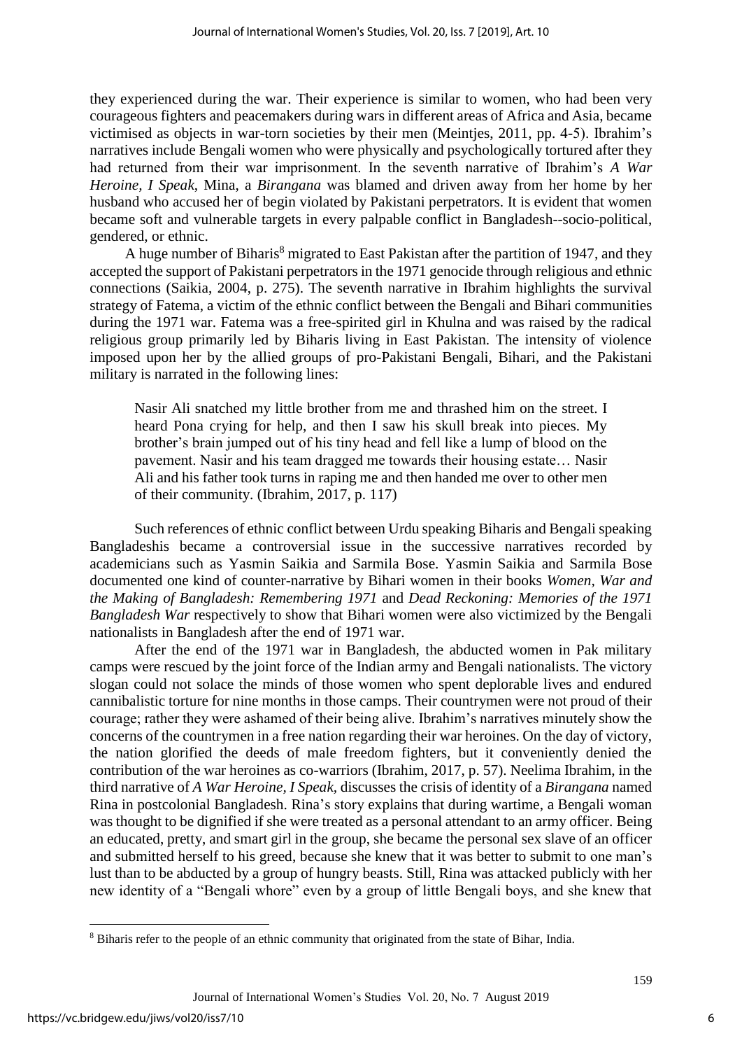they experienced during the war. Their experience is similar to women, who had been very courageous fighters and peacemakers during wars in different areas of Africa and Asia, became victimised as objects in war-torn societies by their men (Meintjes, 2011, pp. 4-5). Ibrahim's narratives include Bengali women who were physically and psychologically tortured after they had returned from their war imprisonment. In the seventh narrative of Ibrahim's *A War Heroine, I Speak*, Mina, a *Birangana* was blamed and driven away from her home by her husband who accused her of begin violated by Pakistani perpetrators. It is evident that women became soft and vulnerable targets in every palpable conflict in Bangladesh--socio-political, gendered, or ethnic.

A huge number of Biharis[8] migrated to East Pakistan after the partition of 1947, and they accepted the support of Pakistani perpetrators in the 1971 genocide through religious and ethnic connections (Saikia, 2004, p. 275). The seventh narrative in Ibrahim highlights the survival strategy of Fatema, a victim of the ethnic conflict between the Bengali and Bihari communities during the 1971 war. Fatema was a free-spirited girl in Khulna and was raised by the radical religious group primarily led by Biharis living in East Pakistan. The intensity of violence imposed upon her by the allied groups of pro-Pakistani Bengali, Bihari, and the Pakistani military is narrated in the following lines:

> Nasir Ali snatched my little brother from me and thrashed him on the street. I heard Pona crying for help, and then I saw his skull break into pieces. My brother's brain jumped out of his tiny head and fell like a lump of blood on the pavement. Nasir and his team dragged me towards their housing estate… Nasir Ali and his father took turns in raping me and then handed me over to other men of their community. (Ibrahim, 2017, p. 117)

Such references of ethnic conflict between Urdu speaking Biharis and Bengali speaking Bangladeshis became a controversial issue in the successive narratives recorded by academicians such as Yasmin Saikia and Sarmila Bose. Yasmin Saikia and Sarmila Bose documented one kind of counter-narrative by Bihari women in their books *Women, War and the Making of Bangladesh: Remembering 1971* and *Dead Reckoning: Memories of the 1971 Bangladesh War* respectively to show that Bihari women were also victimized by the Bengali nationalists in Bangladesh after the end of 1971 war.

After the end of the 1971 war in Bangladesh, the abducted women in Pak military camps were rescued by the joint force of the Indian army and Bengali nationalists. The victory slogan could not solace the minds of those women who spent deplorable lives and endured cannibalistic torture for nine months in those camps. Their countrymen were not proud of their courage; rather they were ashamed of their being alive. Ibrahim's narratives minutely show the concerns of the countrymen in a free nation regarding their war heroines. On the day of victory, the nation glorified the deeds of male freedom fighters, but it conveniently denied the contribution of the war heroines as co-warriors (Ibrahim, 2017, p. 57). Neelima Ibrahim, in the third narrative of *A War Heroine, I Speak*, discusses the crisis of identity of a *Birangana* named Rina in postcolonial Bangladesh. Rina's story explains that during wartime, a Bengali woman was thought to be dignified if she were treated as a personal attendant to an army officer. Being an educated, pretty, and smart girl in the group, she became the personal sex slave of an officer and submitted herself to his greed, because she knew that it was better to submit to one man's lust than to be abducted by a group of hungry beasts. Still, Rina was attacked publicly with her new identity of a "Bengali whore" even by a group of little Bengali boys, and she knew that

[8] Biharis refer to the people of an ethnic community that originated from the state of Bihar, India.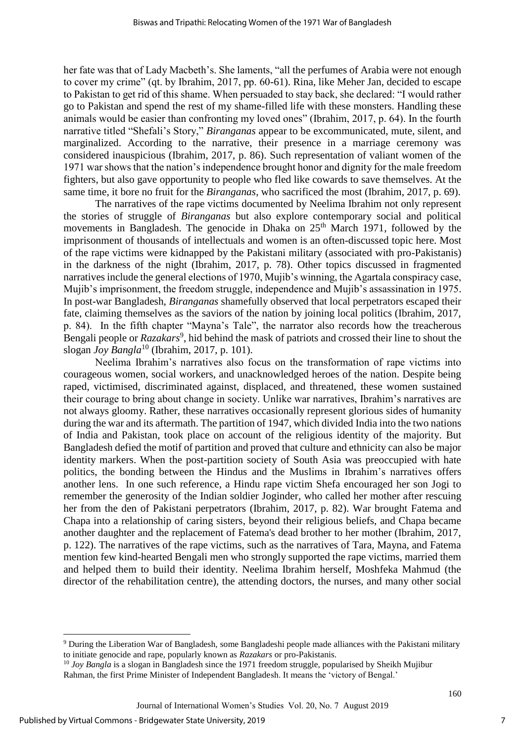her fate was that of Lady Macbeth's. She laments, "all the perfumes of Arabia were not enough to cover my crime" (qt. by Ibrahim, 2017, pp. 60-61). Rina, like Meher Jan, decided to escape to Pakistan to get rid of this shame. When persuaded to stay back, she declared: "I would rather go to Pakistan and spend the rest of my shame-filled life with these monsters. Handling these animals would be easier than confronting my loved ones" (Ibrahim, 2017, p. 64). In the fourth narrative titled "Shefali's Story," *Biranganas* appear to be excommunicated, mute, silent, and marginalized. According to the narrative, their presence in a marriage ceremony was considered inauspicious (Ibrahim, 2017, p. 86). Such representation of valiant women of the 1971 war shows that the nation's independence brought honor and dignity for the male freedom fighters, but also gave opportunity to people who fled like cowards to save themselves. At the same time, it bore no fruit for the *Biranganas*, who sacrificed the most (Ibrahim, 2017, p. 69).

The narratives of the rape victims documented by Neelima Ibrahim not only represent the stories of struggle of *Biranganas* but also explore contemporary social and political movements in Bangladesh. The genocide in Dhaka on 25th March 1971, followed by the imprisonment of thousands of intellectuals and women is an often-discussed topic here. Most of the rape victims were kidnapped by the Pakistani military (associated with pro-Pakistanis) in the darkness of the night (Ibrahim, 2017, p. 78). Other topics discussed in fragmented narratives include the general elections of 1970, Mujib's winning, the Agartala conspiracy case, Mujib's imprisonment, the freedom struggle, independence and Mujib's assassination in 1975. In post-war Bangladesh, *Biranganas* shamefully observed that local perpetrators escaped their fate, claiming themselves as the saviors of the nation by joining local politics (Ibrahim, 2017, p. 84). In the fifth chapter "Mayna's Tale", the narrator also records how the treacherous Bengali people or *Razakars*[9], hid behind the mask of patriots and crossed their line to shout the slogan *Joy Bangla*[10] (Ibrahim, 2017, p. 101).

Neelima Ibrahim's narratives also focus on the transformation of rape victims into courageous women, social workers, and unacknowledged heroes of the nation. Despite being raped, victimised, discriminated against, displaced, and threatened, these women sustained their courage to bring about change in society. Unlike war narratives, Ibrahim's narratives are not always gloomy. Rather, these narratives occasionally represent glorious sides of humanity during the war and its aftermath. The partition of 1947, which divided India into the two nations of India and Pakistan, took place on account of the religious identity of the majority. But Bangladesh defied the motif of partition and proved that culture and ethnicity can also be major identity markers. When the post-partition society of South Asia was preoccupied with hate politics, the bonding between the Hindus and the Muslims in Ibrahim's narratives offers another lens. In one such reference, a Hindu rape victim Shefa encouraged her son Jogi to remember the generosity of the Indian soldier Joginder, who called her mother after rescuing her from the den of Pakistani perpetrators (Ibrahim, 2017, p. 82). War brought Fatema and Chapa into a relationship of caring sisters, beyond their religious beliefs, and Chapa became another daughter and the replacement of Fatema's dead brother to her mother (Ibrahim, 2017, p. 122). The narratives of the rape victims, such as the narratives of Tara, Mayna, and Fatema mention few kind-hearted Bengali men who strongly supported the rape victims, married them and helped them to build their identity. Neelima Ibrahim herself, Moshfeka Mahmud (the director of the rehabilitation centre), the attending doctors, the nurses, and many other social

---

[9] During the Liberation War of Bangladesh, some Bangladeshi people made alliances with the Pakistani military to initiate genocide and rape, popularly known as *Razakars* or pro-Pakistanis.

[10] *Joy Bangla* is a slogan in Bangladesh since the 1971 freedom struggle, popularised by Sheikh Mujibur Rahman, the first Prime Minister of Independent Bangladesh. It means the 'victory of Bengal.'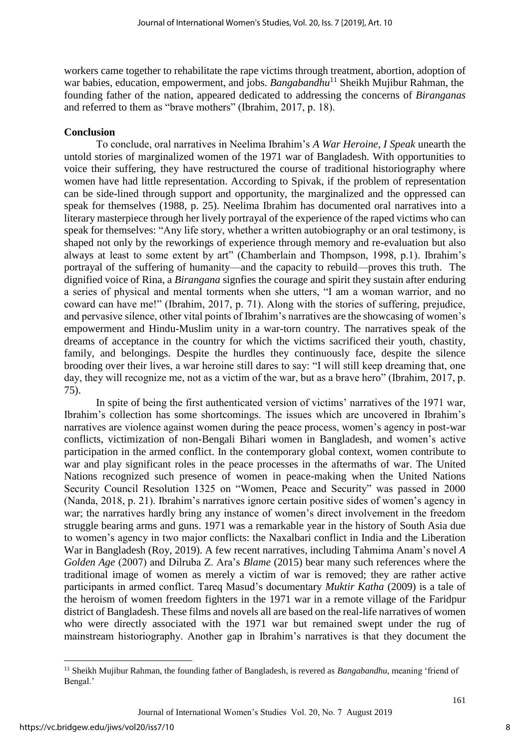workers came together to rehabilitate the rape victims through treatment, abortion, adoption of war babies, education, empowerment, and jobs. *Bangabandhu*[11] Sheikh Mujibur Rahman, the founding father of the nation, appeared dedicated to addressing the concerns of *Biranganas* and referred to them as "brave mothers" (Ibrahim, 2017, p. 18).

## Conclusion

To conclude, oral narratives in Neelima Ibrahim's *A War Heroine, I Speak* unearth the untold stories of marginalized women of the 1971 war of Bangladesh. With opportunities to voice their suffering, they have restructured the course of traditional historiography where women have had little representation. According to Spivak, if the problem of representation can be side-lined through support and opportunity, the marginalized and the oppressed can speak for themselves (1988, p. 25). Neelima Ibrahim has documented oral narratives into a literary masterpiece through her lively portrayal of the experience of the raped victims who can speak for themselves: "Any life story, whether a written autobiography or an oral testimony, is shaped not only by the reworkings of experience through memory and re-evaluation but also always at least to some extent by art" (Chamberlain and Thompson, 1998, p.1). Ibrahim's portrayal of the suffering of humanity—and the capacity to rebuild—proves this truth. The dignified voice of Rina, a *Birangana* signfies the courage and spirit they sustain after enduring a series of physical and mental torments when she utters, "I am a woman warrior, and no coward can have me!" (Ibrahim, 2017, p. 71). Along with the stories of suffering, prejudice, and pervasive silence, other vital points of Ibrahim's narratives are the showcasing of women's empowerment and Hindu-Muslim unity in a war-torn country. The narratives speak of the dreams of acceptance in the country for which the victims sacrificed their youth, chastity, family, and belongings. Despite the hurdles they continuously face, despite the silence brooding over their lives, a war heroine still dares to say: "I will still keep dreaming that, one day, they will recognize me, not as a victim of the war, but as a brave hero" (Ibrahim, 2017, p. 75).

In spite of being the first authenticated version of victims' narratives of the 1971 war, Ibrahim's collection has some shortcomings. The issues which are uncovered in Ibrahim's narratives are violence against women during the peace process, women's agency in post-war conflicts, victimization of non-Bengali Bihari women in Bangladesh, and women's active participation in the armed conflict. In the contemporary global context, women contribute to war and play significant roles in the peace processes in the aftermaths of war. The United Nations recognized such presence of women in peace-making when the United Nations Security Council Resolution 1325 on "Women, Peace and Security" was passed in 2000 (Nanda, 2018, p. 21). Ibrahim's narratives ignore certain positive sides of women's agency in war; the narratives hardly bring any instance of women's direct involvement in the freedom struggle bearing arms and guns. 1971 was a remarkable year in the history of South Asia due to women's agency in two major conflicts: the Naxalbari conflict in India and the Liberation War in Bangladesh (Roy, 2019). A few recent narratives, including Tahmima Anam's novel *A Golden Age* (2007) and Dilruba Z. Ara's *Blame* (2015) bear many such references where the traditional image of women as merely a victim of war is removed; they are rather active participants in armed conflict. Tareq Masud's documentary *Muktir Katha* (2009) is a tale of the heroism of women freedom fighters in the 1971 war in a remote village of the Faridpur district of Bangladesh. These films and novels all are based on the real-life narratives of women who were directly associated with the 1971 war but remained swept under the rug of mainstream historiography. Another gap in Ibrahim's narratives is that they document the

[11] Sheikh Mujibur Rahman, the founding father of Bangladesh, is revered as *Bangabandhu*, meaning 'friend of Bengal.'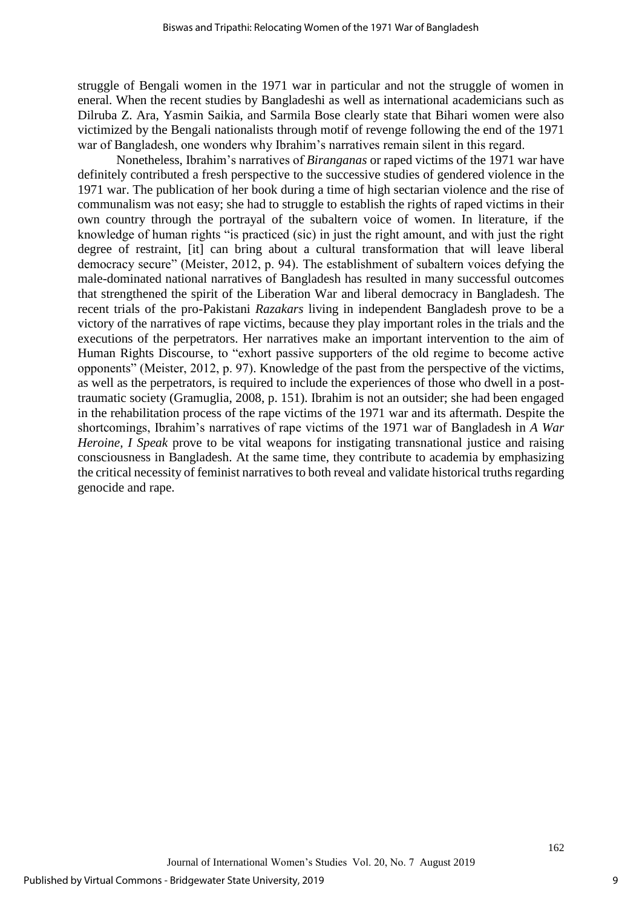struggle of Bengali women in the 1971 war in particular and not the struggle of women in eneral. When the recent studies by Bangladeshi as well as international academicians such as Dilruba Z. Ara, Yasmin Saikia, and Sarmila Bose clearly state that Bihari women were also victimized by the Bengali nationalists through motif of revenge following the end of the 1971 war of Bangladesh, one wonders why Ibrahim's narratives remain silent in this regard.

Nonetheless, Ibrahim's narratives of *Biranganas* or raped victims of the 1971 war have definitely contributed a fresh perspective to the successive studies of gendered violence in the 1971 war. The publication of her book during a time of high sectarian violence and the rise of communalism was not easy; she had to struggle to establish the rights of raped victims in their own country through the portrayal of the subaltern voice of women. In literature, if the knowledge of human rights "is practiced (sic) in just the right amount, and with just the right degree of restraint, [it] can bring about a cultural transformation that will leave liberal democracy secure" (Meister, 2012, p. 94). The establishment of subaltern voices defying the male-dominated national narratives of Bangladesh has resulted in many successful outcomes that strengthened the spirit of the Liberation War and liberal democracy in Bangladesh. The recent trials of the pro-Pakistani *Razakars* living in independent Bangladesh prove to be a victory of the narratives of rape victims, because they play important roles in the trials and the executions of the perpetrators. Her narratives make an important intervention to the aim of Human Rights Discourse, to "exhort passive supporters of the old regime to become active opponents" (Meister, 2012, p. 97). Knowledge of the past from the perspective of the victims, as well as the perpetrators, is required to include the experiences of those who dwell in a post-traumatic society (Gramuglia, 2008, p. 151). Ibrahim is not an outsider; she had been engaged in the rehabilitation process of the rape victims of the 1971 war and its aftermath. Despite the shortcomings, Ibrahim's narratives of rape victims of the 1971 war of Bangladesh in *A War Heroine, I Speak* prove to be vital weapons for instigating transnational justice and raising consciousness in Bangladesh. At the same time, they contribute to academia by emphasizing the critical necessity of feminist narratives to both reveal and validate historical truths regarding genocide and rape.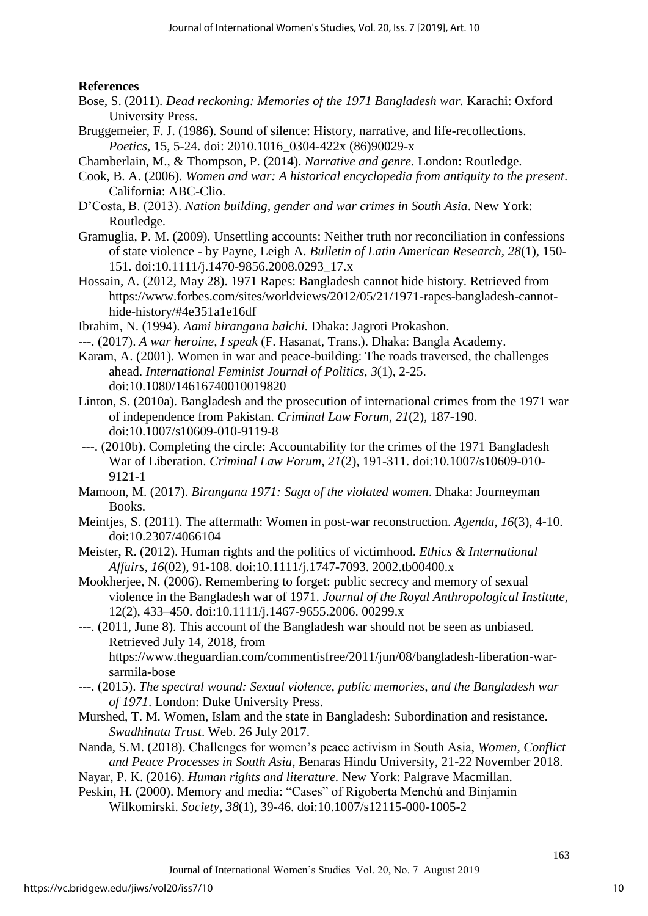**References**

Bose, S. (2011). *Dead reckoning: Memories of the 1971 Bangladesh war.* Karachi: Oxford University Press.

Bruggemeier, F. J. (1986). Sound of silence: History, narrative, and life-recollections. *Poetics*, 15, 5-24. doi: 2010.1016_0304-422x (86)90029-x

Chamberlain, M., & Thompson, P. (2014). *Narrative and genre*. London: Routledge.

Cook, B. A. (2006). *Women and war: A historical encyclopedia from antiquity to the present*. California: ABC-Clio.

D'Costa, B. (2013). *Nation building, gender and war crimes in South Asia*. New York: Routledge.

Gramuglia, P. M. (2009). Unsettling accounts: Neither truth nor reconciliation in confessions of state violence - by Payne, Leigh A. *Bulletin of Latin American Research, 28*(1), 150-151. doi:10.1111/j.1470-9856.2008.0293_17.x

Hossain, A. (2012, May 28). 1971 Rapes: Bangladesh cannot hide history. Retrieved from https://www.forbes.com/sites/worldviews/2012/05/21/1971-rapes-bangladesh-cannot-hide-history/#4e351a1e16df

Ibrahim, N. (1994). *Aami birangana balchi.* Dhaka: Jagroti Prokashon.

---. (2017). *A war heroine, I speak* (F. Hasanat, Trans.). Dhaka: Bangla Academy.

Karam, A. (2001). Women in war and peace-building: The roads traversed, the challenges ahead. *International Feminist Journal of Politics, 3*(1), 2-25. doi:10.1080/14616740010019820

Linton, S. (2010a). Bangladesh and the prosecution of international crimes from the 1971 war of independence from Pakistan. *Criminal Law Forum, 21*(2), 187-190. doi:10.1007/s10609-010-9119-8

---. (2010b). Completing the circle: Accountability for the crimes of the 1971 Bangladesh War of Liberation. *Criminal Law Forum, 21*(2), 191-311. doi:10.1007/s10609-010-9121-1

Mamoon, M. (2017). *Birangana 1971: Saga of the violated women*. Dhaka: Journeyman Books.

Meintjes, S. (2011). The aftermath: Women in post-war reconstruction. *Agenda, 16*(3), 4-10. doi:10.2307/4066104

Meister, R. (2012). Human rights and the politics of victimhood. *Ethics & International Affairs, 16*(02), 91-108. doi:10.1111/j.1747-7093. 2002.tb00400.x

Mookherjee, N. (2006). Remembering to forget: public secrecy and memory of sexual violence in the Bangladesh war of 1971. *Journal of the Royal Anthropological Institute*, 12(2), 433–450. doi:10.1111/j.1467-9655.2006. 00299.x

---. (2011, June 8). This account of the Bangladesh war should not be seen as unbiased. Retrieved July 14, 2018, from https://www.theguardian.com/commentisfree/2011/jun/08/bangladesh-liberation-war-sarmila-bose

---. (2015). *The spectral wound: Sexual violence, public memories, and the Bangladesh war of 1971*. London: Duke University Press.

Murshed, T. M. Women, Islam and the state in Bangladesh: Subordination and resistance. *Swadhinata Trust*. Web. 26 July 2017.

Nanda, S.M. (2018). Challenges for women's peace activism in South Asia, *Women, Conflict and Peace Processes in South Asia*, Benaras Hindu University, 21-22 November 2018.

Nayar, P. K. (2016). *Human rights and literature.* New York: Palgrave Macmillan.

Peskin, H. (2000). Memory and media: "Cases" of Rigoberta Menchú and Binjamin Wilkomirski. *Society, 38*(1), 39-46. doi:10.1007/s12115-000-1005-2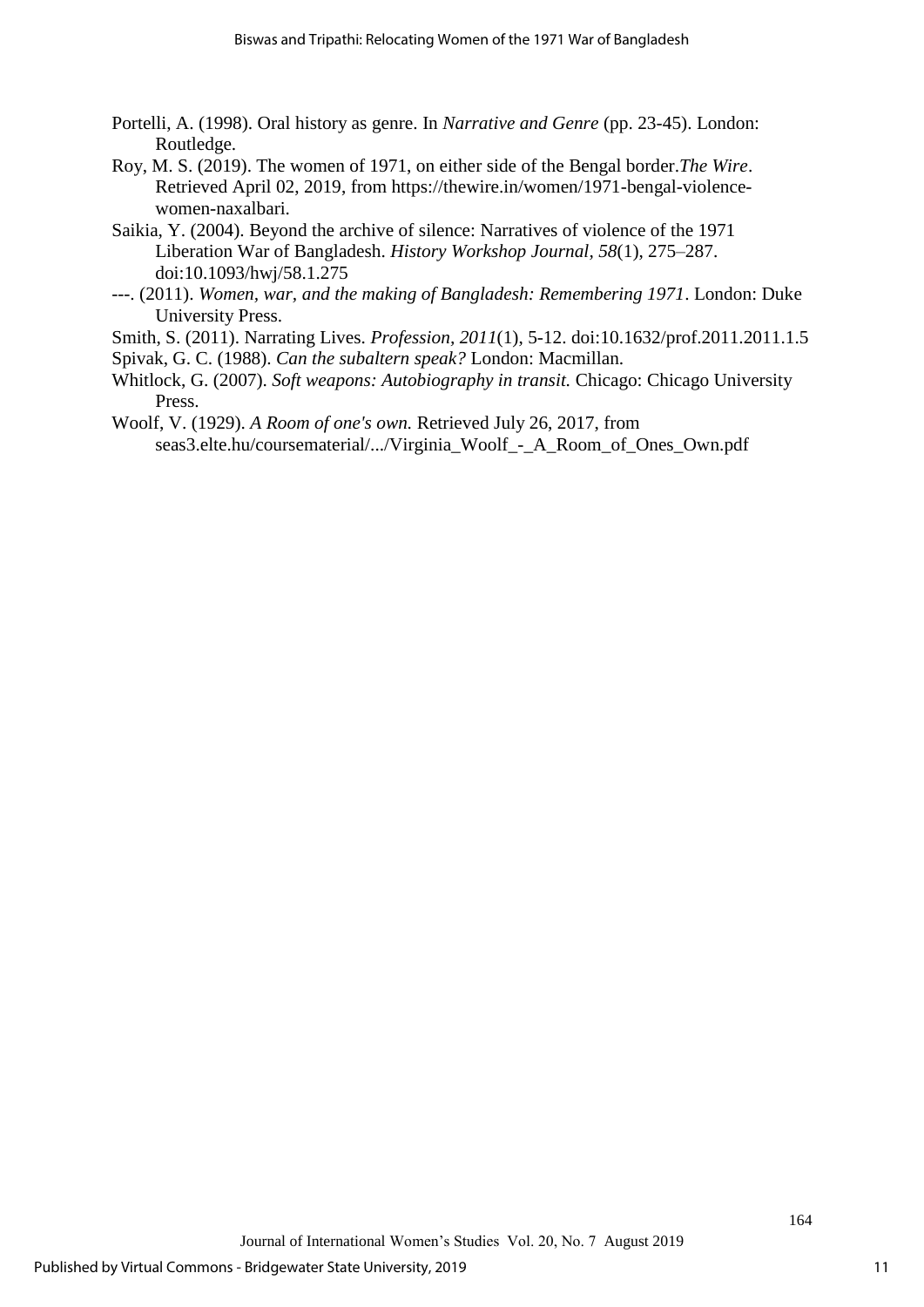Portelli, A. (1998). Oral history as genre. In *Narrative and Genre* (pp. 23-45). London: Routledge.

Roy, M. S. (2019). The women of 1971, on either side of the Bengal border.*The Wire*. Retrieved April 02, 2019, from https://thewire.in/women/1971-bengal-violence-women-naxalbari.

Saikia, Y. (2004). Beyond the archive of silence: Narratives of violence of the 1971 Liberation War of Bangladesh. *History Workshop Journal, 58*(1), 275–287. doi:10.1093/hwj/58.1.275

---. (2011). *Women, war, and the making of Bangladesh: Remembering 1971*. London: Duke University Press.

Smith, S. (2011). Narrating Lives. *Profession, 2011*(1), 5-12. doi:10.1632/prof.2011.2011.1.5

Spivak, G. C. (1988). *Can the subaltern speak?* London: Macmillan.

Whitlock, G. (2007). *Soft weapons: Autobiography in transit.* Chicago: Chicago University Press.

Woolf, V. (1929). *A Room of one's own.* Retrieved July 26, 2017, from seas3.elte.hu/coursematerial/.../Virginia_Woolf_-_A_Room_of_Ones_Own.pdf